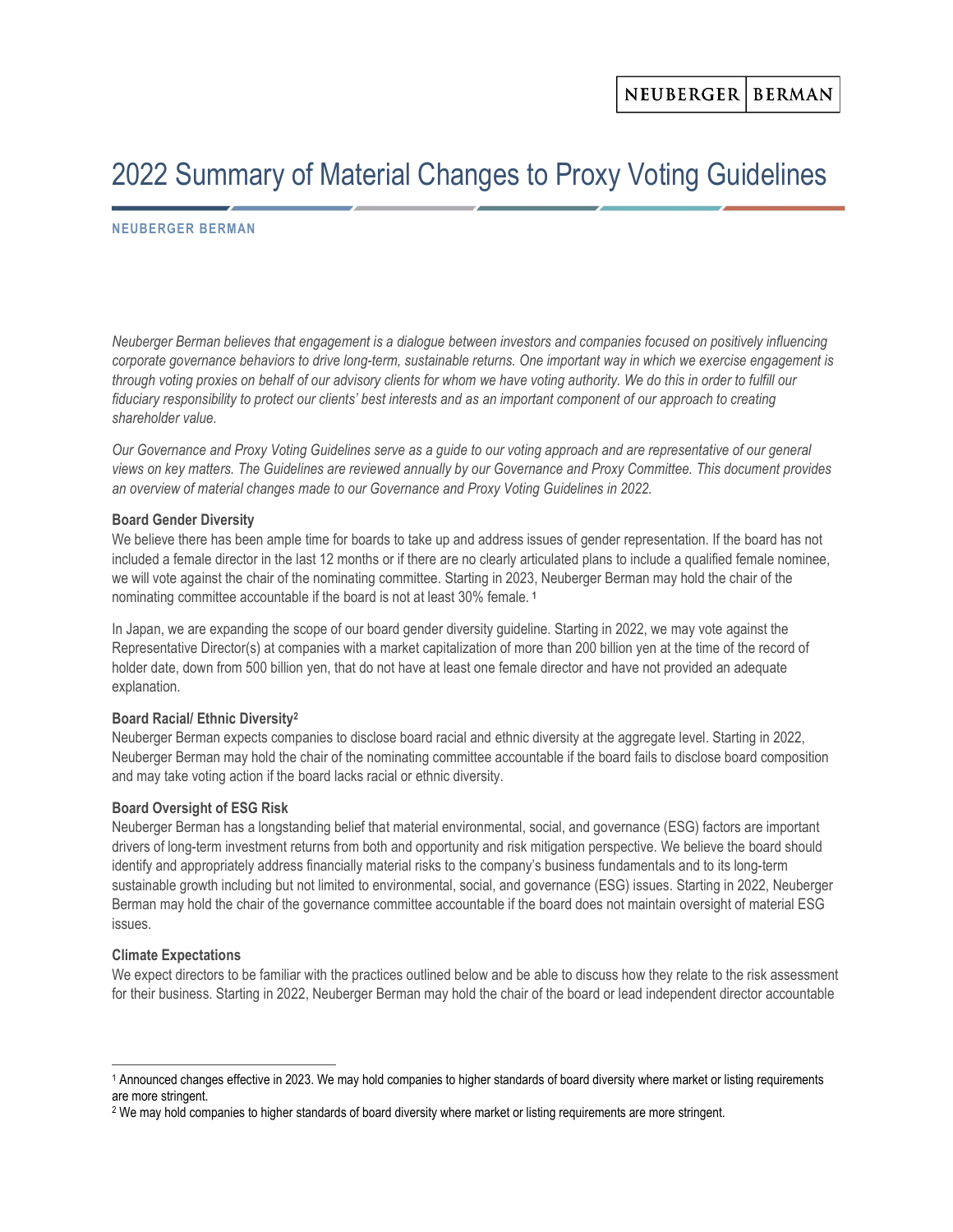# 2022 Summary of Material Changes to Proxy Voting Guidelines

**NEUBERGER BERMAN**

*Neuberger Berman believes that engagement is a dialogue between investors and companies focused on positively influencing corporate governance behaviors to drive long-term, sustainable returns. One important way in which we exercise engagement is through voting proxies on behalf of our advisory clients for whom we have voting authority. We do this in order to fulfill our fiduciary responsibility to protect our clients' best interests and as an important component of our approach to creating shareholder value.*

*Our Governance and Proxy Voting Guidelines serve as a guide to our voting approach and are representative of our general views on key matters. The Guidelines are reviewed annually by our Governance and Proxy Committee. This document provides an overview of material changes made to our Governance and Proxy Voting Guidelines in 2022.*

**Board Gender Diversity**

We believe there has been ample time for boards to take up and address issues of gender representation. If the board has not included a female director in the last 12 months or if there are no clearly articulated plans to include a qualified female nominee, we will vote against the chair of the nominating committee. Starting in 2023, Neuberger Berman may hold the chair of the nominating committee accountable if the board is not at least 30% female. [1]

In Japan, we are expanding the scope of our board gender diversity guideline. Starting in 2022, we may vote against the Representative Director(s) at companies with a market capitalization of more than 200 billion yen at the time of the record of holder date, down from 500 billion yen, that do not have at least one female director and have not provided an adequate explanation.

**Board Racial/ Ethnic Diversity[2]**

Neuberger Berman expects companies to disclose board racial and ethnic diversity at the aggregate level. Starting in 2022, Neuberger Berman may hold the chair of the nominating committee accountable if the board fails to disclose board composition and may take voting action if the board lacks racial or ethnic diversity.

**Board Oversight of ESG Risk**

Neuberger Berman has a longstanding belief that material environmental, social, and governance (ESG) factors are important drivers of long-term investment returns from both and opportunity and risk mitigation perspective. We believe the board should identify and appropriately address financially material risks to the company's business fundamentals and to its long-term sustainable growth including but not limited to environmental, social, and governance (ESG) issues. Starting in 2022, Neuberger Berman may hold the chair of the governance committee accountable if the board does not maintain oversight of material ESG issues.

**Climate Expectations**

We expect directors to be familiar with the practices outlined below and be able to discuss how they relate to the risk assessment for their business. Starting in 2022, Neuberger Berman may hold the chair of the board or lead independent director accountable

---

[1] Announced changes effective in 2023. We may hold companies to higher standards of board diversity where market or listing requirements are more stringent.

[2] We may hold companies to higher standards of board diversity where market or listing requirements are more stringent.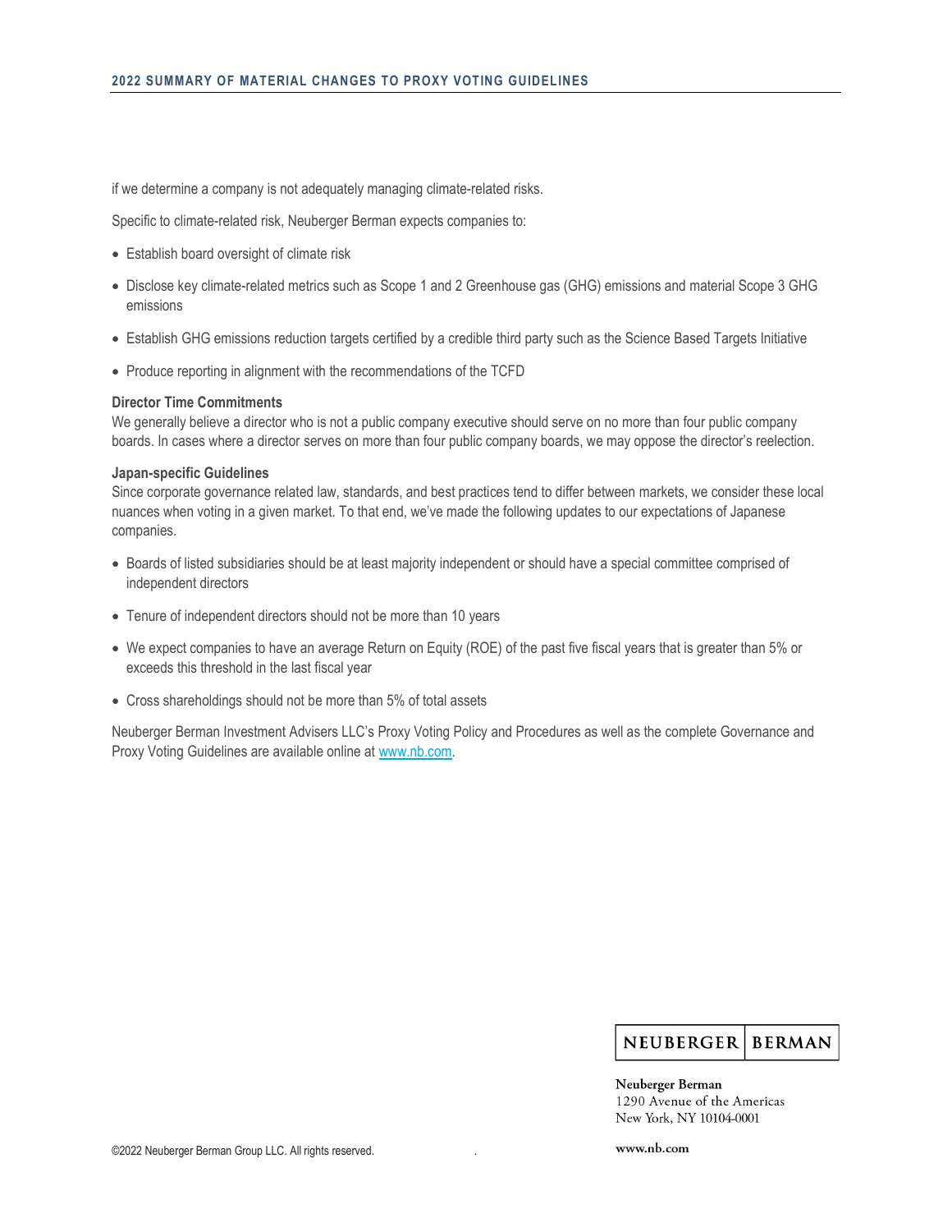if we determine a company is not adequately managing climate-related risks.

Specific to climate-related risk, Neuberger Berman expects companies to:

- Establish board oversight of climate risk
- Disclose key climate-related metrics such as Scope 1 and 2 Greenhouse gas (GHG) emissions and material Scope 3 GHG emissions
- Establish GHG emissions reduction targets certified by a credible third party such as the Science Based Targets Initiative
- Produce reporting in alignment with the recommendations of the TCFD

**Director Time Commitments**

We generally believe a director who is not a public company executive should serve on no more than four public company boards. In cases where a director serves on more than four public company boards, we may oppose the director's reelection.

**Japan-specific Guidelines**

Since corporate governance related law, standards, and best practices tend to differ between markets, we consider these local nuances when voting in a given market. To that end, we've made the following updates to our expectations of Japanese companies.

- Boards of listed subsidiaries should be at least majority independent or should have a special committee comprised of independent directors
- Tenure of independent directors should not be more than 10 years
- We expect companies to have an average Return on Equity (ROE) of the past five fiscal years that is greater than 5% or exceeds this threshold in the last fiscal year
- Cross shareholdings should not be more than 5% of total assets

Neuberger Berman Investment Advisers LLC's Proxy Voting Policy and Procedures as well as the complete Governance and Proxy Voting Guidelines are available online at [www.nb.com](www.nb.com).

NEUBERGER | BERMAN

Neuberger Berman
1290 Avenue of the Americas
New York, NY 10104-0001

www.nb.com

©2022 Neuberger Berman Group LLC. All rights reserved.